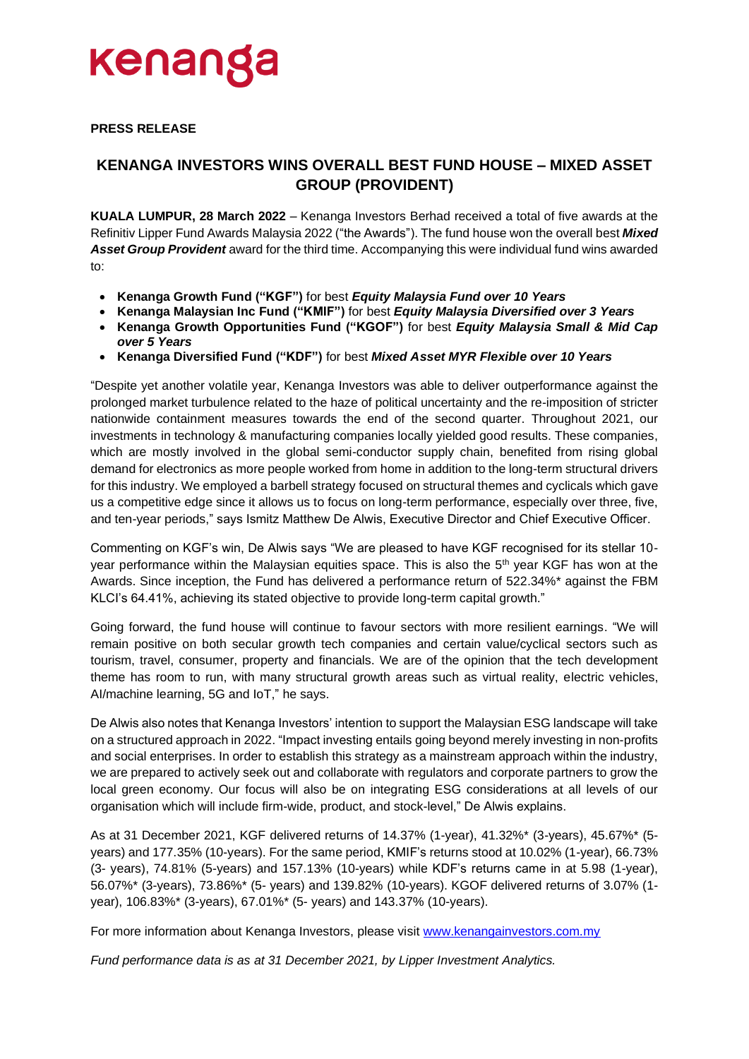# kenanga

**PRESS RELEASE**

## KENANGA INVESTORS WINS OVERALL BEST FUND HOUSE – MIXED ASSET GROUP (PROVIDENT)

**KUALA LUMPUR, 28 March 2022** – Kenanga Investors Berhad received a total of five awards at the Refinitiv Lipper Fund Awards Malaysia 2022 ("the Awards"). The fund house won the overall best ***Mixed Asset Group Provident*** award for the third time. Accompanying this were individual fund wins awarded to:

- **Kenanga Growth Fund ("KGF")** for best ***Equity Malaysia Fund over 10 Years***
- **Kenanga Malaysian Inc Fund ("KMIF")** for best ***Equity Malaysia Diversified over 3 Years***
- **Kenanga Growth Opportunities Fund ("KGOF")** for best ***Equity Malaysia Small & Mid Cap over 5 Years***
- **Kenanga Diversified Fund ("KDF")** for best ***Mixed Asset MYR Flexible over 10 Years***

"Despite yet another volatile year, Kenanga Investors was able to deliver outperformance against the prolonged market turbulence related to the haze of political uncertainty and the re-imposition of stricter nationwide containment measures towards the end of the second quarter. Throughout 2021, our investments in technology & manufacturing companies locally yielded good results. These companies, which are mostly involved in the global semi-conductor supply chain, benefited from rising global demand for electronics as more people worked from home in addition to the long-term structural drivers for this industry. We employed a barbell strategy focused on structural themes and cyclicals which gave us a competitive edge since it allows us to focus on long-term performance, especially over three, five, and ten-year periods," says Ismitz Matthew De Alwis, Executive Director and Chief Executive Officer.

Commenting on KGF's win, De Alwis says "We are pleased to have KGF recognised for its stellar 10-year performance within the Malaysian equities space. This is also the 5th year KGF has won at the Awards. Since inception, the Fund has delivered a performance return of 522.34%* against the FBM KLCI's 64.41%, achieving its stated objective to provide long-term capital growth."

Going forward, the fund house will continue to favour sectors with more resilient earnings. "We will remain positive on both secular growth tech companies and certain value/cyclical sectors such as tourism, travel, consumer, property and financials. We are of the opinion that the tech development theme has room to run, with many structural growth areas such as virtual reality, electric vehicles, AI/machine learning, 5G and IoT," he says.

De Alwis also notes that Kenanga Investors' intention to support the Malaysian ESG landscape will take on a structured approach in 2022. "Impact investing entails going beyond merely investing in non-profits and social enterprises. In order to establish this strategy as a mainstream approach within the industry, we are prepared to actively seek out and collaborate with regulators and corporate partners to grow the local green economy. Our focus will also be on integrating ESG considerations at all levels of our organisation which will include firm-wide, product, and stock-level," De Alwis explains.

As at 31 December 2021, KGF delivered returns of 14.37% (1-year), 41.32%* (3-years), 45.67%* (5-years) and 177.35% (10-years). For the same period, KMIF's returns stood at 10.02% (1-year), 66.73% (3- years), 74.81% (5-years) and 157.13% (10-years) while KDF's returns came in at 5.98 (1-year), 56.07%* (3-years), 73.86%* (5- years) and 139.82% (10-years). KGOF delivered returns of 3.07% (1-year), 106.83%* (3-years), 67.01%* (5- years) and 143.37% (10-years).

For more information about Kenanga Investors, please visit www.kenangainvestors.com.my

*Fund performance data is as at 31 December 2021, by Lipper Investment Analytics.*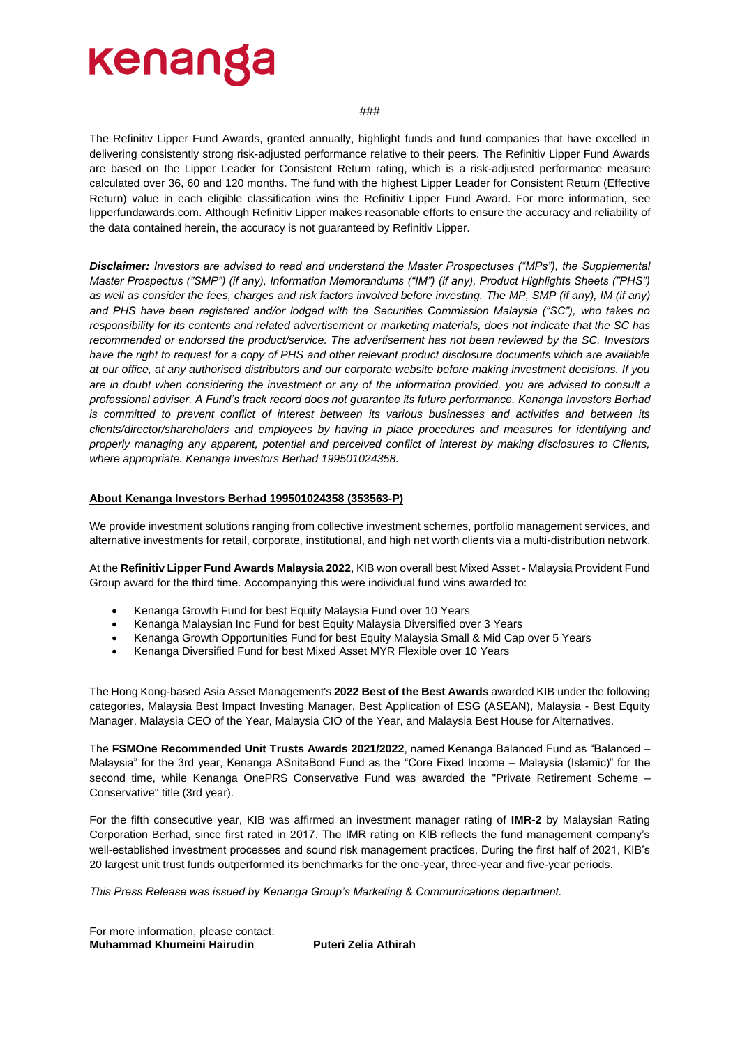###

The Refinitiv Lipper Fund Awards, granted annually, highlight funds and fund companies that have excelled in delivering consistently strong risk-adjusted performance relative to their peers. The Refinitiv Lipper Fund Awards are based on the Lipper Leader for Consistent Return rating, which is a risk-adjusted performance measure calculated over 36, 60 and 120 months. The fund with the highest Lipper Leader for Consistent Return (Effective Return) value in each eligible classification wins the Refinitiv Lipper Fund Award. For more information, see lipperfundawards.com. Although Refinitiv Lipper makes reasonable efforts to ensure the accuracy and reliability of the data contained herein, the accuracy is not guaranteed by Refinitiv Lipper.

***Disclaimer:*** *Investors are advised to read and understand the Master Prospectuses ("MPs"), the Supplemental Master Prospectus ("SMP") (if any), Information Memorandums ("IM") (if any), Product Highlights Sheets ("PHS") as well as consider the fees, charges and risk factors involved before investing. The MP, SMP (if any), IM (if any) and PHS have been registered and/or lodged with the Securities Commission Malaysia ("SC"), who takes no responsibility for its contents and related advertisement or marketing materials, does not indicate that the SC has recommended or endorsed the product/service. The advertisement has not been reviewed by the SC. Investors have the right to request for a copy of PHS and other relevant product disclosure documents which are available at our office, at any authorised distributors and our corporate website before making investment decisions. If you are in doubt when considering the investment or any of the information provided, you are advised to consult a professional adviser. A Fund's track record does not guarantee its future performance. Kenanga Investors Berhad is committed to prevent conflict of interest between its various businesses and activities and between its clients/director/shareholders and employees by having in place procedures and measures for identifying and properly managing any apparent, potential and perceived conflict of interest by making disclosures to Clients, where appropriate. Kenanga Investors Berhad 199501024358.*

**About Kenanga Investors Berhad 199501024358 (353563-P)**

We provide investment solutions ranging from collective investment schemes, portfolio management services, and alternative investments for retail, corporate, institutional, and high net worth clients via a multi-distribution network.

At the **Refinitiv Lipper Fund Awards Malaysia 2022**, KIB won overall best Mixed Asset - Malaysia Provident Fund Group award for the third time. Accompanying this were individual fund wins awarded to:

- Kenanga Growth Fund for best Equity Malaysia Fund over 10 Years
- Kenanga Malaysian Inc Fund for best Equity Malaysia Diversified over 3 Years
- Kenanga Growth Opportunities Fund for best Equity Malaysia Small & Mid Cap over 5 Years
- Kenanga Diversified Fund for best Mixed Asset MYR Flexible over 10 Years

The Hong Kong-based Asia Asset Management's **2022 Best of the Best Awards** awarded KIB under the following categories, Malaysia Best Impact Investing Manager, Best Application of ESG (ASEAN), Malaysia - Best Equity Manager, Malaysia CEO of the Year, Malaysia CIO of the Year, and Malaysia Best House for Alternatives.

The **FSMOne Recommended Unit Trusts Awards 2021/2022**, named Kenanga Balanced Fund as "Balanced – Malaysia" for the 3rd year, Kenanga ASnitaBond Fund as the "Core Fixed Income – Malaysia (Islamic)" for the second time, while Kenanga OnePRS Conservative Fund was awarded the "Private Retirement Scheme – Conservative" title (3rd year).

For the fifth consecutive year, KIB was affirmed an investment manager rating of **IMR-2** by Malaysian Rating Corporation Berhad, since first rated in 2017. The IMR rating on KIB reflects the fund management company's well-established investment processes and sound risk management practices. During the first half of 2021, KIB's 20 largest unit trust funds outperformed its benchmarks for the one-year, three-year and five-year periods.

*This Press Release was issued by Kenanga Group's Marketing & Communications department.*

For more information, please contact:

**Muhammad Khumeini Hairudin** **Puteri Zelia Athirah**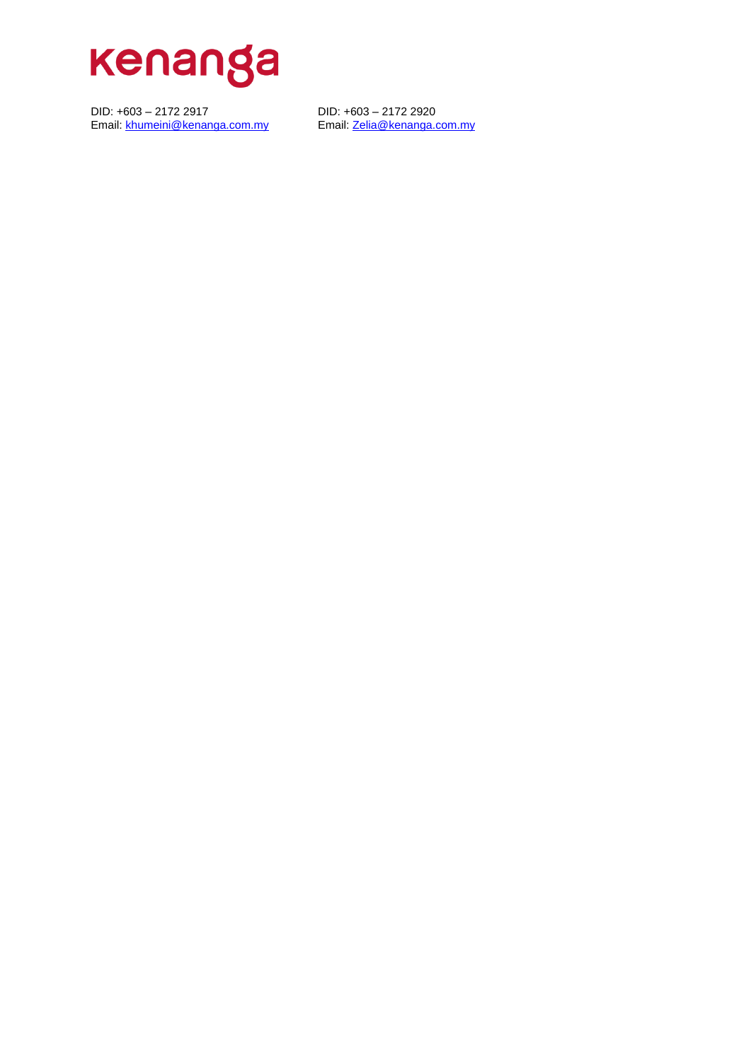Kenanga

DID: +603 – 2172 2917
Email: khumeini@kenanga.com.my

DID: +603 – 2172 2920
Email: Zelia@kenanga.com.my